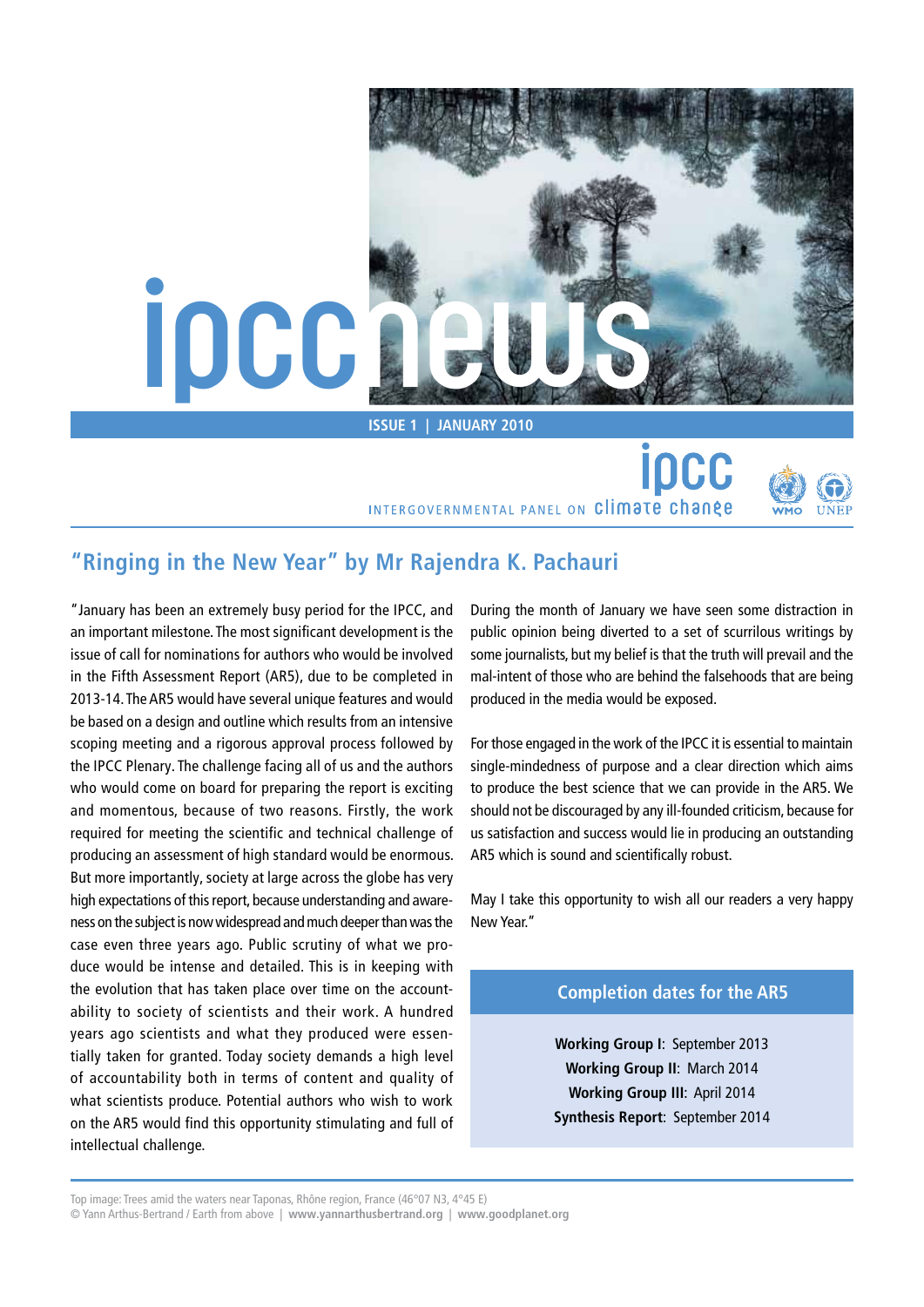# ipcc news

**ISSUE 1 | JANUARY 2010**

ipcc
INTERGOVERNMENTAL PANEL ON climate change

WMO UNEP

## "Ringing in the New Year" by Mr Rajendra K. Pachauri

"January has been an extremely busy period for the IPCC, and an important milestone. The most significant development is the issue of call for nominations for authors who would be involved in the Fifth Assessment Report (AR5), due to be completed in 2013-14. The AR5 would have several unique features and would be based on a design and outline which results from an intensive scoping meeting and a rigorous approval process followed by the IPCC Plenary. The challenge facing all of us and the authors who would come on board for preparing the report is exciting and momentous, because of two reasons. Firstly, the work required for meeting the scientific and technical challenge of producing an assessment of high standard would be enormous. But more importantly, society at large across the globe has very high expectations of this report, because understanding and awareness on the subject is now widespread and much deeper than was the case even three years ago. Public scrutiny of what we produce would be intense and detailed. This is in keeping with the evolution that has taken place over time on the accountability to society of scientists and their work. A hundred years ago scientists and what they produced were essentially taken for granted. Today society demands a high level of accountability both in terms of content and quality of what scientists produce. Potential authors who wish to work on the AR5 would find this opportunity stimulating and full of intellectual challenge.

During the month of January we have seen some distraction in public opinion being diverted to a set of scurrilous writings by some journalists, but my belief is that the truth will prevail and the mal-intent of those who are behind the falsehoods that are being produced in the media would be exposed.

For those engaged in the work of the IPCC it is essential to maintain single-mindedness of purpose and a clear direction which aims to produce the best science that we can provide in the AR5. We should not be discouraged by any ill-founded criticism, because for us satisfaction and success would lie in producing an outstanding AR5 which is sound and scientifically robust.

May I take this opportunity to wish all our readers a very happy New Year."

### Completion dates for the AR5

**Working Group I**: September 2013
**Working Group II**: March 2014
**Working Group III**: April 2014
**Synthesis Report**: September 2014

Top image: Trees amid the waters near Taponas, Rhône region, France (46°07 N3, 4°45 E)
© Yann Arthus-Bertrand / Earth from above | **www.yannarthusbertrand.org** | **www.goodplanet.org**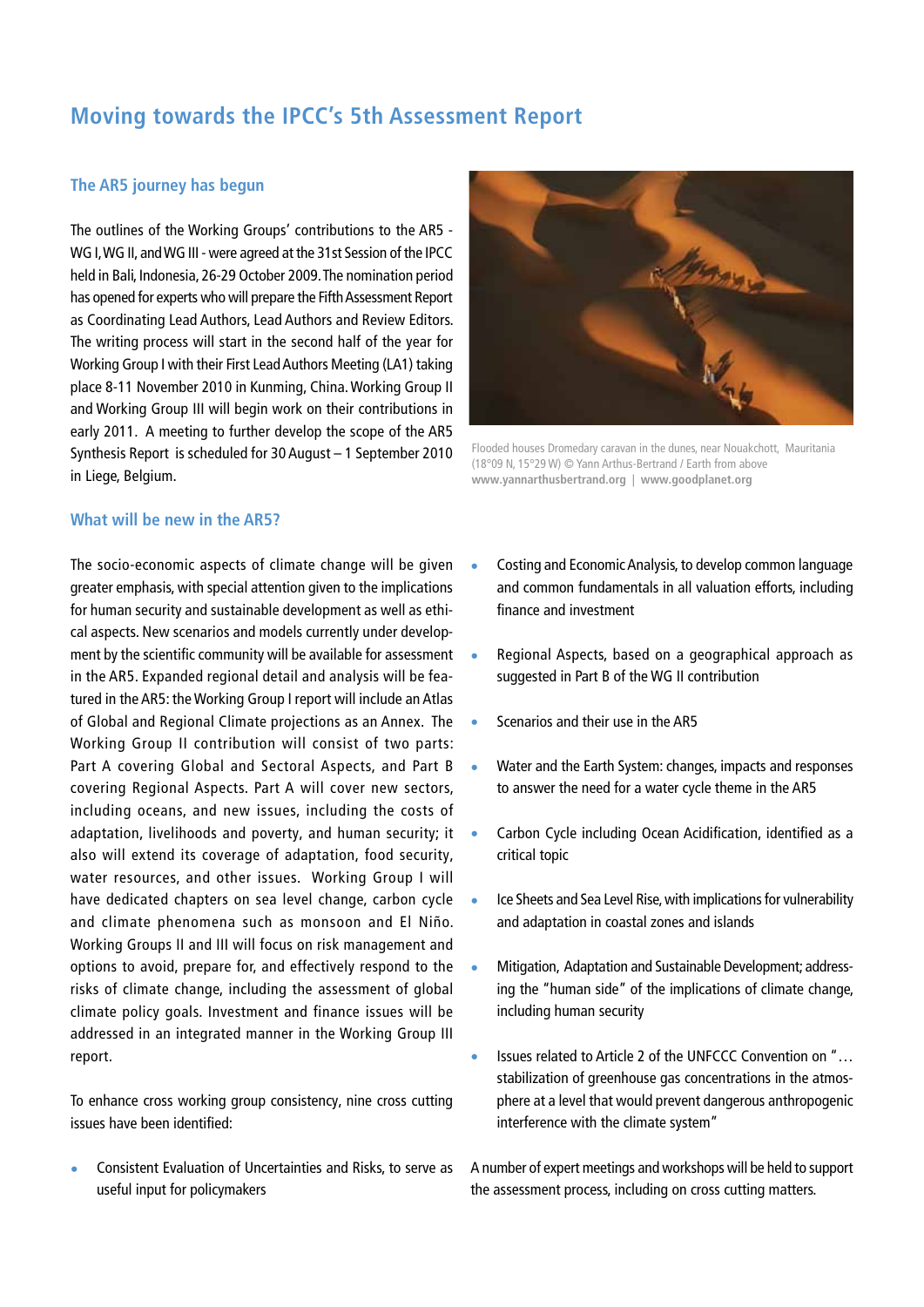# Moving towards the IPCC's 5th Assessment Report

## The AR5 journey has begun

The outlines of the Working Groups' contributions to the AR5 - WG I, WG II, and WG III - were agreed at the 31st Session of the IPCC held in Bali, Indonesia, 26-29 October 2009. The nomination period has opened for experts who will prepare the Fifth Assessment Report as Coordinating Lead Authors, Lead Authors and Review Editors. The writing process will start in the second half of the year for Working Group I with their First Lead Authors Meeting (LA1) taking place 8-11 November 2010 in Kunming, China. Working Group II and Working Group III will begin work on their contributions in early 2011. A meeting to further develop the scope of the AR5 Synthesis Report is scheduled for 30 August – 1 September 2010 in Liege, Belgium.

Flooded houses Dromedary caravan in the dunes, near Nouakchott, Mauritania (18°09 N, 15°29 W) © Yann Arthus-Bertrand / Earth from above
**www.yannarthusbertrand.org** | **www.goodplanet.org**

## What will be new in the AR5?

The socio-economic aspects of climate change will be given greater emphasis, with special attention given to the implications for human security and sustainable development as well as ethical aspects. New scenarios and models currently under development by the scientific community will be available for assessment in the AR5. Expanded regional detail and analysis will be featured in the AR5: the Working Group I report will include an Atlas of Global and Regional Climate projections as an Annex. The Working Group II contribution will consist of two parts: Part A covering Global and Sectoral Aspects, and Part B covering Regional Aspects. Part A will cover new sectors, including oceans, and new issues, including the costs of adaptation, livelihoods and poverty, and human security; it also will extend its coverage of adaptation, food security, water resources, and other issues. Working Group I will have dedicated chapters on sea level change, carbon cycle and climate phenomena such as monsoon and El Niño. Working Groups II and III will focus on risk management and options to avoid, prepare for, and effectively respond to the risks of climate change, including the assessment of global climate policy goals. Investment and finance issues will be addressed in an integrated manner in the Working Group III report.

To enhance cross working group consistency, nine cross cutting issues have been identified:

- Consistent Evaluation of Uncertainties and Risks, to serve as useful input for policymakers
- Costing and Economic Analysis, to develop common language and common fundamentals in all valuation efforts, including finance and investment
- Regional Aspects, based on a geographical approach as suggested in Part B of the WG II contribution
- Scenarios and their use in the AR5
- Water and the Earth System: changes, impacts and responses to answer the need for a water cycle theme in the AR5
- Carbon Cycle including Ocean Acidification, identified as a critical topic
- Ice Sheets and Sea Level Rise, with implications for vulnerability and adaptation in coastal zones and islands
- Mitigation, Adaptation and Sustainable Development; addressing the "human side" of the implications of climate change, including human security
- Issues related to Article 2 of the UNFCCC Convention on "… stabilization of greenhouse gas concentrations in the atmosphere at a level that would prevent dangerous anthropogenic interference with the climate system"

A number of expert meetings and workshops will be held to support the assessment process, including on cross cutting matters.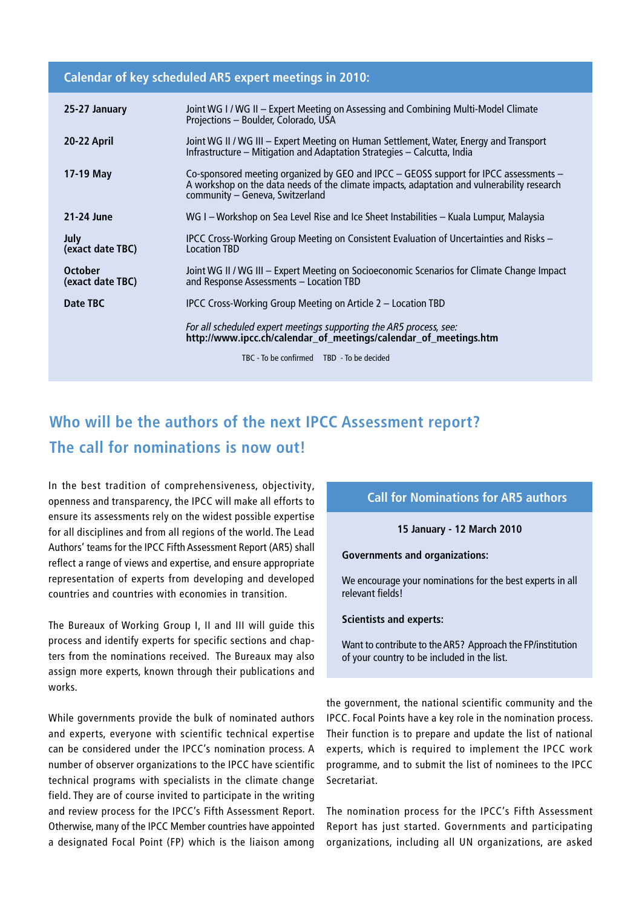## Calendar of key scheduled AR5 expert meetings in 2010:

| Date | Meeting |
|---|---|
| **25-27 January** | Joint WG I / WG II – Expert Meeting on Assessing and Combining Multi-Model Climate Projections – Boulder, Colorado, USA |
| **20-22 April** | Joint WG II / WG III – Expert Meeting on Human Settlement, Water, Energy and Transport Infrastructure – Mitigation and Adaptation Strategies – Calcutta, India |
| **17-19 May** | Co-sponsored meeting organized by GEO and IPCC – GEOSS support for IPCC assessments – A workshop on the data needs of the climate impacts, adaptation and vulnerability research community – Geneva, Switzerland |
| **21-24 June** | WG I – Workshop on Sea Level Rise and Ice Sheet Instabilities – Kuala Lumpur, Malaysia |
| **July (exact date TBC)** | IPCC Cross-Working Group Meeting on Consistent Evaluation of Uncertainties and Risks – Location TBD |
| **October (exact date TBC)** | Joint WG II / WG III – Expert Meeting on Socioeconomic Scenarios for Climate Change Impact and Response Assessments – Location TBD |
| **Date TBC** | IPCC Cross-Working Group Meeting on Article 2 – Location TBD |

*For all scheduled expert meetings supporting the AR5 process, see:*
**http://www.ipcc.ch/calendar_of_meetings/calendar_of_meetings.htm**

TBC - To be confirmed TBD - To be decided

## Who will be the authors of the next IPCC Assessment report? The call for nominations is now out!

In the best tradition of comprehensiveness, objectivity, openness and transparency, the IPCC will make all efforts to ensure its assessments rely on the widest possible expertise for all disciplines and from all regions of the world. The Lead Authors' teams for the IPCC Fifth Assessment Report (AR5) shall reflect a range of views and expertise, and ensure appropriate representation of experts from developing and developed countries and countries with economies in transition.

The Bureaux of Working Group I, II and III will guide this process and identify experts for specific sections and chapters from the nominations received. The Bureaux may also assign more experts, known through their publications and works.

While governments provide the bulk of nominated authors and experts, everyone with scientific technical expertise can be considered under the IPCC's nomination process. A number of observer organizations to the IPCC have scientific technical programs with specialists in the climate change field. They are of course invited to participate in the writing and review process for the IPCC's Fifth Assessment Report. Otherwise, many of the IPCC Member countries have appointed a designated Focal Point (FP) which is the liaison among the government, the national scientific community and the IPCC. Focal Points have a key role in the nomination process. Their function is to prepare and update the list of national experts, which is required to implement the IPCC work programme, and to submit the list of nominees to the IPCC Secretariat.

> ### Call for Nominations for AR5 authors
>
> **15 January - 12 March 2010**
>
> **Governments and organizations:**
>
> We encourage your nominations for the best experts in all relevant fields!
>
> **Scientists and experts:**
>
> Want to contribute to the AR5? Approach the FP/institution of your country to be included in the list.

The nomination process for the IPCC's Fifth Assessment Report has just started. Governments and participating organizations, including all UN organizations, are asked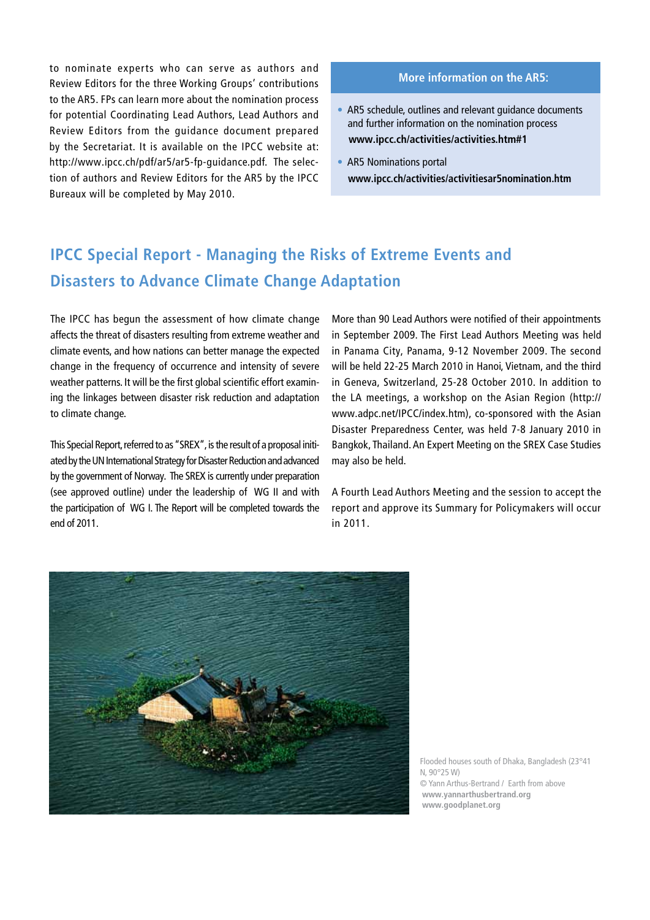to nominate experts who can serve as authors and Review Editors for the three Working Groups' contributions to the AR5. FPs can learn more about the nomination process for potential Coordinating Lead Authors, Lead Authors and Review Editors from the guidance document prepared by the Secretariat. It is available on the IPCC website at: http://www.ipcc.ch/pdf/ar5/ar5-fp-guidance.pdf. The selection of authors and Review Editors for the AR5 by the IPCC Bureaux will be completed by May 2010.

**More information on the AR5:**

- AR5 schedule, outlines and relevant guidance documents and further information on the nomination process
  **www.ipcc.ch/activities/activities.htm#1**
- AR5 Nominations portal
  **www.ipcc.ch/activities/activitiesar5nomination.htm**

## IPCC Special Report - Managing the Risks of Extreme Events and Disasters to Advance Climate Change Adaptation

The IPCC has begun the assessment of how climate change affects the threat of disasters resulting from extreme weather and climate events, and how nations can better manage the expected change in the frequency of occurrence and intensity of severe weather patterns. It will be the first global scientific effort examining the linkages between disaster risk reduction and adaptation to climate change.

This Special Report, referred to as "SREX", is the result of a proposal initiated by the UN International Strategy for Disaster Reduction and advanced by the government of Norway. The SREX is currently under preparation (see approved outline) under the leadership of WG II and with the participation of WG I. The Report will be completed towards the end of 2011.

More than 90 Lead Authors were notified of their appointments in September 2009. The First Lead Authors Meeting was held in Panama City, Panama, 9-12 November 2009. The second will be held 22-25 March 2010 in Hanoi, Vietnam, and the third in Geneva, Switzerland, 25-28 October 2010. In addition to the LA meetings, a workshop on the Asian Region (http://www.adpc.net/IPCC/index.htm), co-sponsored with the Asian Disaster Preparedness Center, was held 7-8 January 2010 in Bangkok, Thailand. An Expert Meeting on the SREX Case Studies may also be held.

A Fourth Lead Authors Meeting and the session to accept the report and approve its Summary for Policymakers will occur in 2011.

Flooded houses south of Dhaka, Bangladesh (23°41 N, 90°25 W)
© Yann Arthus-Bertrand / Earth from above
**www.yannarthusbertrand.org**
**www.goodplanet.org**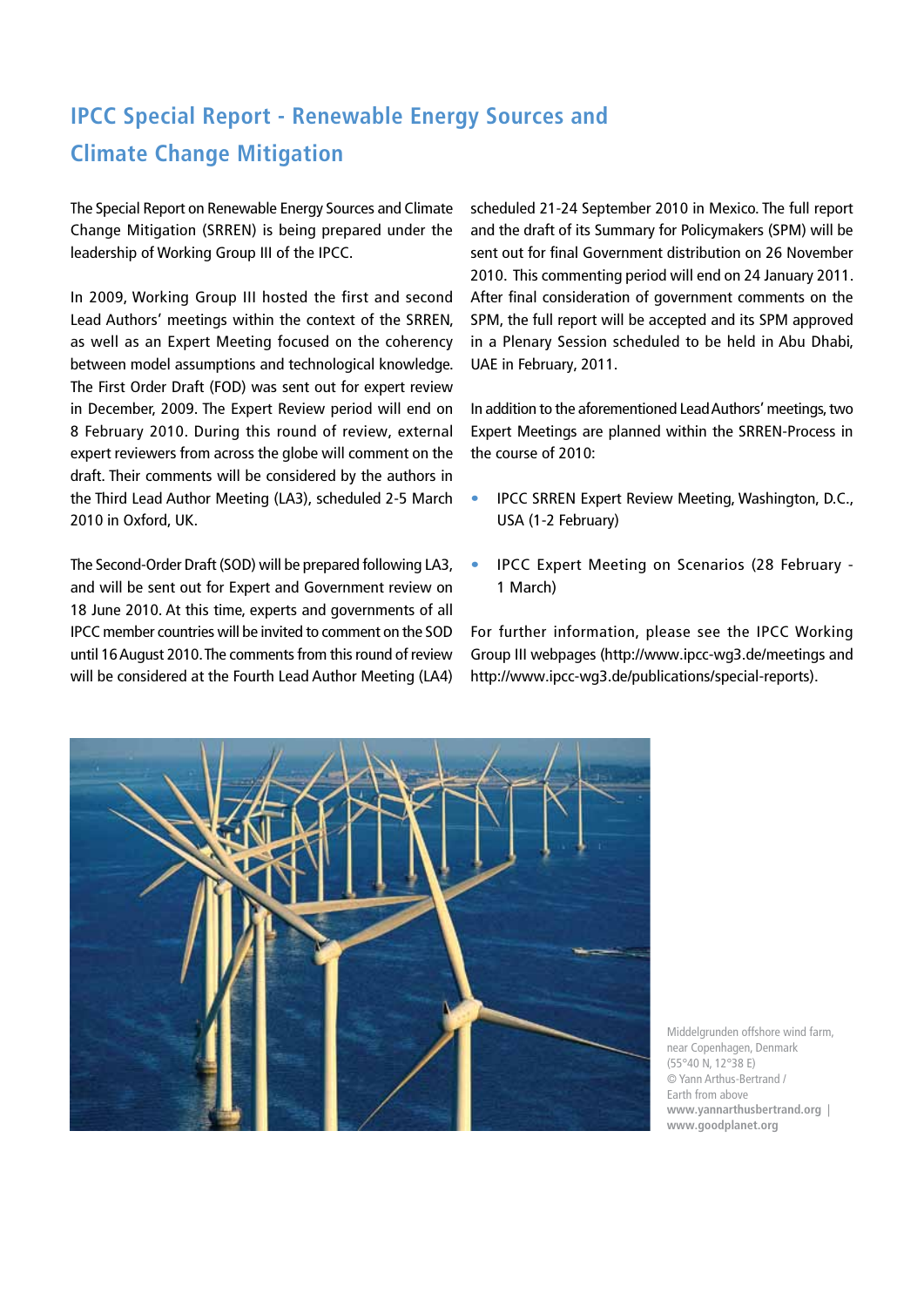# IPCC Special Report - Renewable Energy Sources and Climate Change Mitigation

The Special Report on Renewable Energy Sources and Climate Change Mitigation (SRREN) is being prepared under the leadership of Working Group III of the IPCC.

In 2009, Working Group III hosted the first and second Lead Authors' meetings within the context of the SRREN, as well as an Expert Meeting focused on the coherency between model assumptions and technological knowledge. The First Order Draft (FOD) was sent out for expert review in December, 2009. The Expert Review period will end on 8 February 2010. During this round of review, external expert reviewers from across the globe will comment on the draft. Their comments will be considered by the authors in the Third Lead Author Meeting (LA3), scheduled 2-5 March 2010 in Oxford, UK.

The Second-Order Draft (SOD) will be prepared following LA3, and will be sent out for Expert and Government review on 18 June 2010. At this time, experts and governments of all IPCC member countries will be invited to comment on the SOD until 16 August 2010. The comments from this round of review will be considered at the Fourth Lead Author Meeting (LA4) scheduled 21-24 September 2010 in Mexico. The full report and the draft of its Summary for Policymakers (SPM) will be sent out for final Government distribution on 26 November 2010. This commenting period will end on 24 January 2011. After final consideration of government comments on the SPM, the full report will be accepted and its SPM approved in a Plenary Session scheduled to be held in Abu Dhabi, UAE in February, 2011.

In addition to the aforementioned Lead Authors' meetings, two Expert Meetings are planned within the SRREN-Process in the course of 2010:

- IPCC SRREN Expert Review Meeting, Washington, D.C., USA (1-2 February)
- IPCC Expert Meeting on Scenarios (28 February - 1 March)

For further information, please see the IPCC Working Group III webpages (http://www.ipcc-wg3.de/meetings and http://www.ipcc-wg3.de/publications/special-reports).

Middelgrunden offshore wind farm, near Copenhagen, Denmark (55°40 N, 12°38 E) © Yann Arthus-Bertrand / Earth from above **www.yannarthusbertrand.org** | **www.goodplanet.org**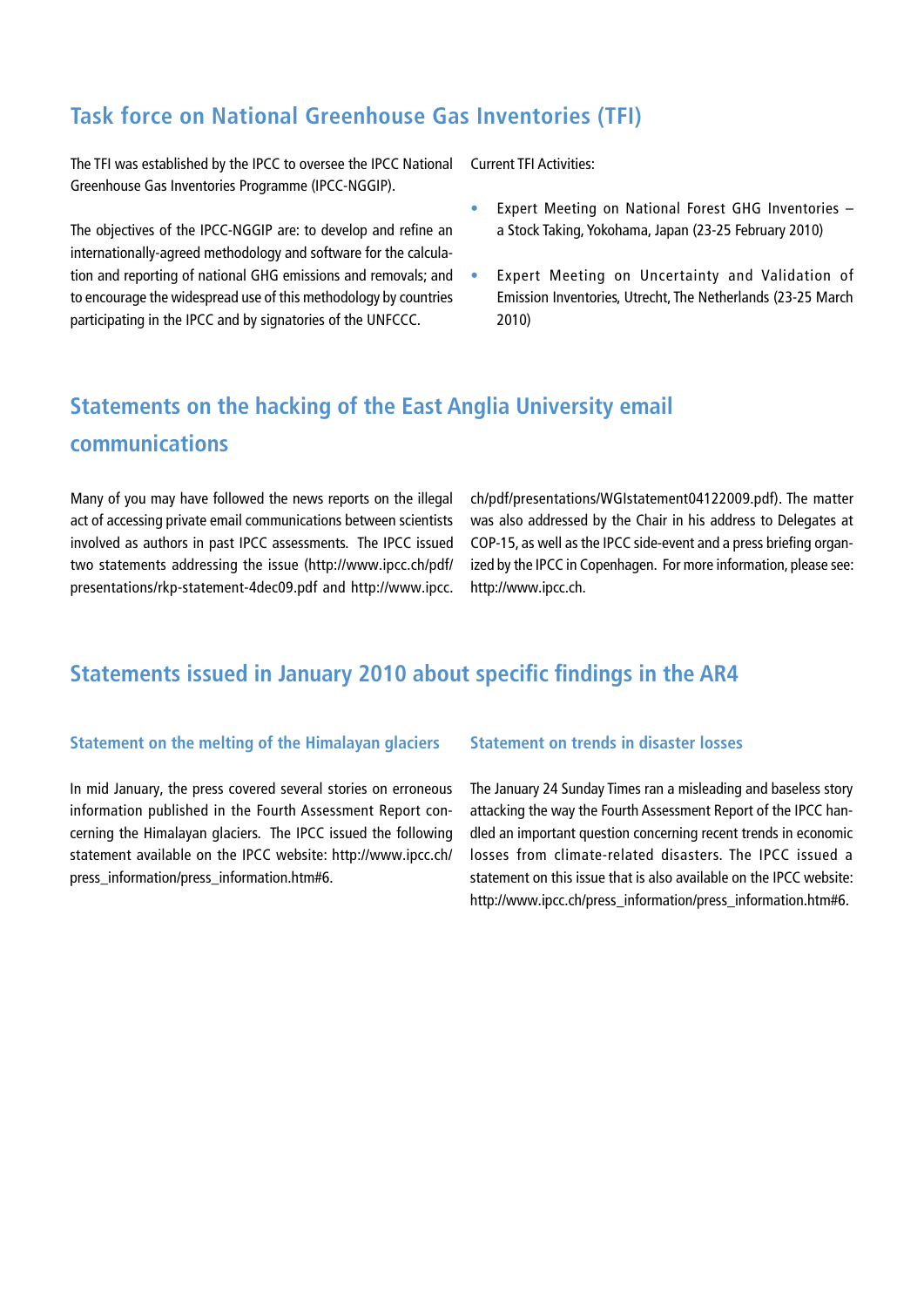## Task force on National Greenhouse Gas Inventories (TFI)

The TFI was established by the IPCC to oversee the IPCC National Greenhouse Gas Inventories Programme (IPCC-NGGIP).

The objectives of the IPCC-NGGIP are: to develop and refine an internationally-agreed methodology and software for the calculation and reporting of national GHG emissions and removals; and to encourage the widespread use of this methodology by countries participating in the IPCC and by signatories of the UNFCCC.

Current TFI Activities:

- Expert Meeting on National Forest GHG Inventories – a Stock Taking, Yokohama, Japan (23-25 February 2010)
- Expert Meeting on Uncertainty and Validation of Emission Inventories, Utrecht, The Netherlands (23-25 March 2010)

## Statements on the hacking of the East Anglia University email communications

Many of you may have followed the news reports on the illegal act of accessing private email communications between scientists involved as authors in past IPCC assessments. The IPCC issued two statements addressing the issue (http://www.ipcc.ch/pdf/presentations/rkp-statement-4dec09.pdf and http://www.ipcc.ch/pdf/presentations/WGIstatement04122009.pdf). The matter was also addressed by the Chair in his address to Delegates at COP-15, as well as the IPCC side-event and a press briefing organized by the IPCC in Copenhagen. For more information, please see: http://www.ipcc.ch.

## Statements issued in January 2010 about specific findings in the AR4

### Statement on the melting of the Himalayan glaciers

In mid January, the press covered several stories on erroneous information published in the Fourth Assessment Report concerning the Himalayan glaciers. The IPCC issued the following statement available on the IPCC website: http://www.ipcc.ch/press_information/press_information.htm#6.

### Statement on trends in disaster losses

The January 24 Sunday Times ran a misleading and baseless story attacking the way the Fourth Assessment Report of the IPCC handled an important question concerning recent trends in economic losses from climate-related disasters. The IPCC issued a statement on this issue that is also available on the IPCC website: http://www.ipcc.ch/press_information/press_information.htm#6.